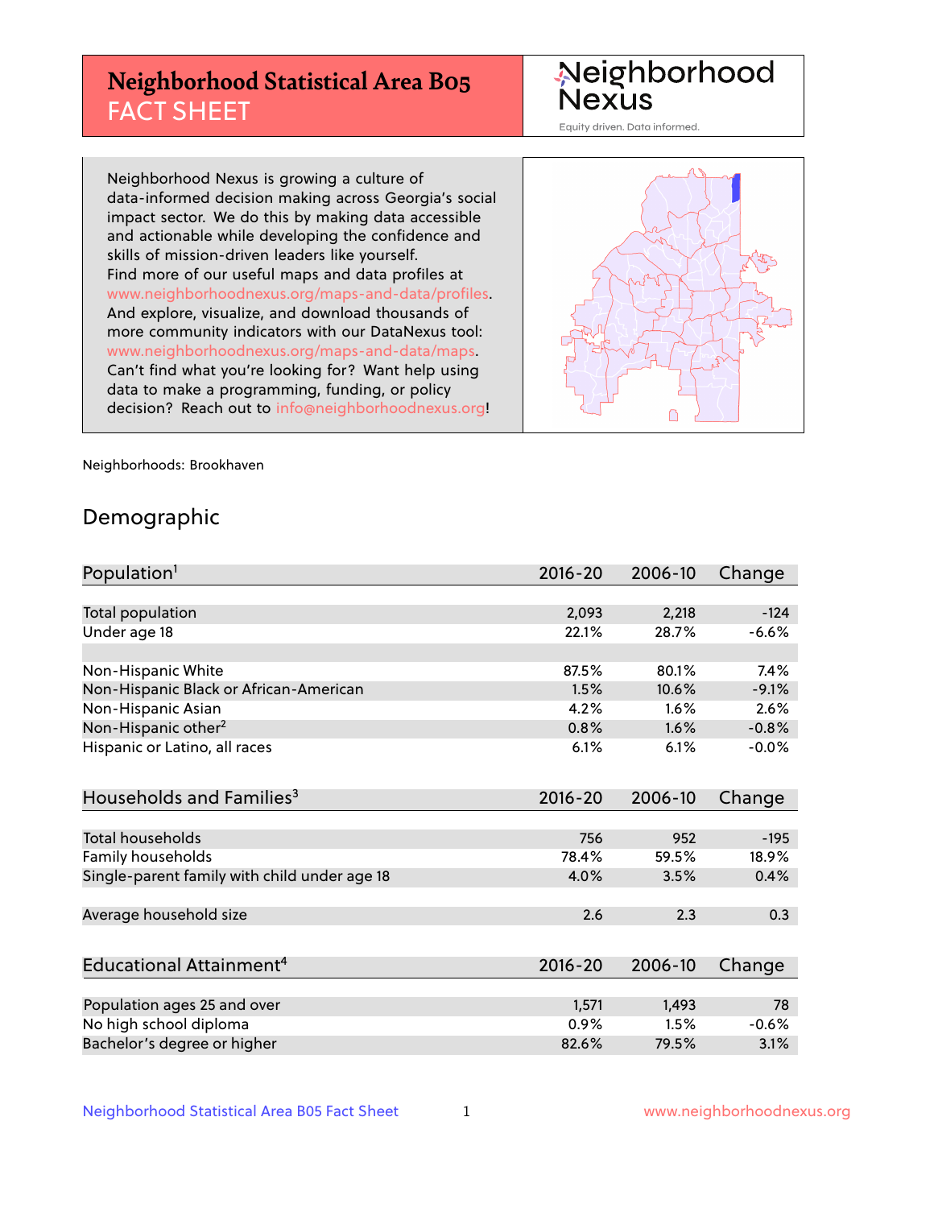# Neighborhood Statistical Area B05
## FACT SHEET

Neighborhood Nexus
Equity driven. Data informed.

Neighborhood Nexus is growing a culture of data-informed decision making across Georgia's social impact sector. We do this by making data accessible and actionable while developing the confidence and skills of mission-driven leaders like yourself. Find more of our useful maps and data profiles at www.neighborhoodnexus.org/maps-and-data/profiles. And explore, visualize, and download thousands of more community indicators with our DataNexus tool: www.neighborhoodnexus.org/maps-and-data/maps. Can't find what you're looking for? Want help using data to make a programming, funding, or policy decision? Reach out to info@neighborhoodnexus.org!

Neighborhoods: Brookhaven

## Demographic

| Population[1] | 2016-20 | 2006-10 | Change |
|---|---|---|---|
| Total population | 2,093 | 2,218 | -124 |
| Under age 18 | 22.1% | 28.7% | -6.6% |
| | | | |
| Non-Hispanic White | 87.5% | 80.1% | 7.4% |
| Non-Hispanic Black or African-American | 1.5% | 10.6% | -9.1% |
| Non-Hispanic Asian | 4.2% | 1.6% | 2.6% |
| Non-Hispanic other[2] | 0.8% | 1.6% | -0.8% |
| Hispanic or Latino, all races | 6.1% | 6.1% | -0.0% |

| Households and Families[3] | 2016-20 | 2006-10 | Change |
|---|---|---|---|
| Total households | 756 | 952 | -195 |
| Family households | 78.4% | 59.5% | 18.9% |
| Single-parent family with child under age 18 | 4.0% | 3.5% | 0.4% |
| | | | |
| Average household size | 2.6 | 2.3 | 0.3 |

| Educational Attainment[4] | 2016-20 | 2006-10 | Change |
|---|---|---|---|
| Population ages 25 and over | 1,571 | 1,493 | 78 |
| No high school diploma | 0.9% | 1.5% | -0.6% |
| Bachelor's degree or higher | 82.6% | 79.5% | 3.1% |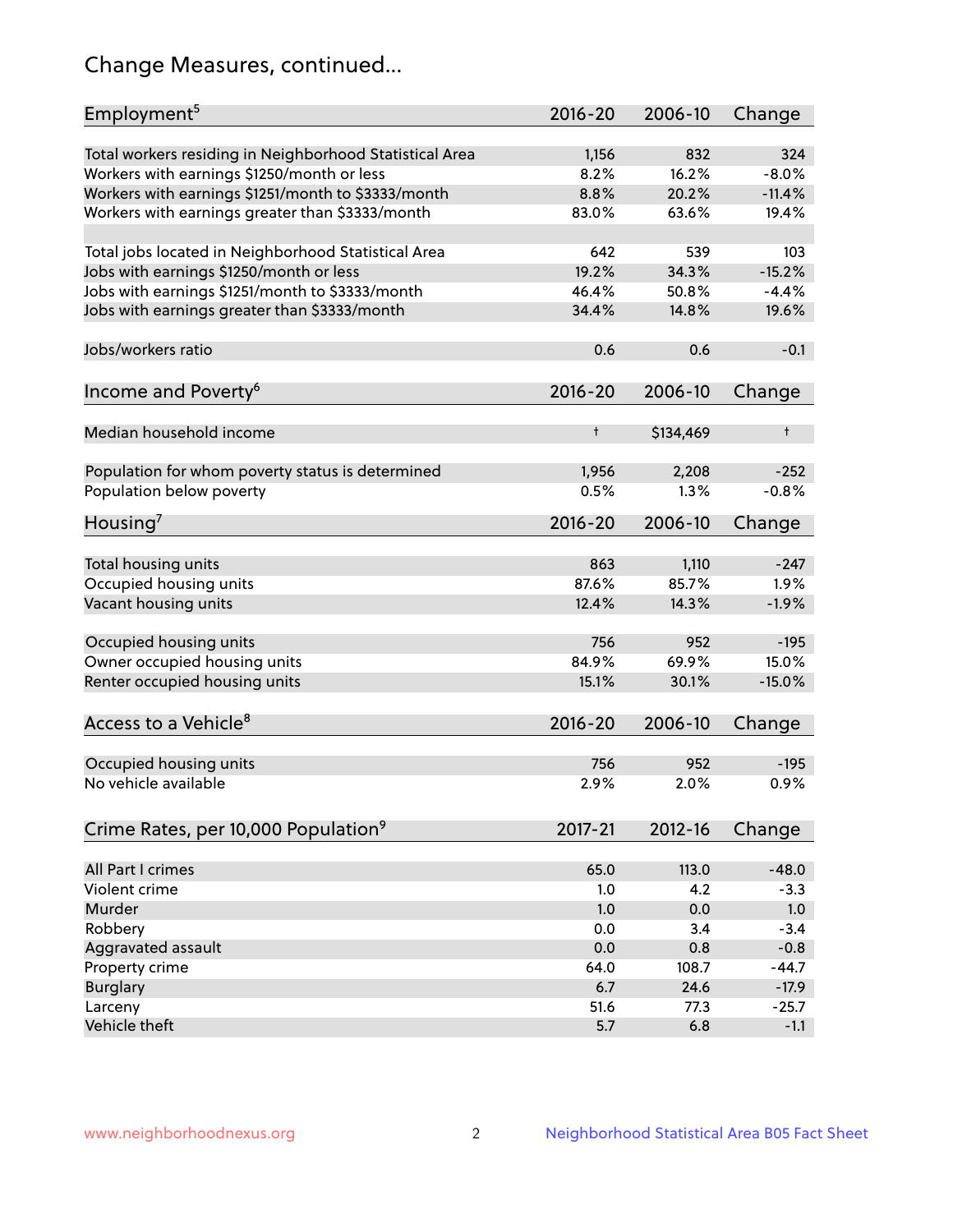# Change Measures, continued...

| Employment[5] | 2016-20 | 2006-10 | Change |
|---|---|---|---|
| Total workers residing in Neighborhood Statistical Area | 1,156 | 832 | 324 |
| Workers with earnings $1250/month or less | 8.2% | 16.2% | -8.0% |
| Workers with earnings $1251/month to $3333/month | 8.8% | 20.2% | -11.4% |
| Workers with earnings greater than $3333/month | 83.0% | 63.6% | 19.4% |
| | | | |
| Total jobs located in Neighborhood Statistical Area | 642 | 539 | 103 |
| Jobs with earnings $1250/month or less | 19.2% | 34.3% | -15.2% |
| Jobs with earnings $1251/month to $3333/month | 46.4% | 50.8% | -4.4% |
| Jobs with earnings greater than $3333/month | 34.4% | 14.8% | 19.6% |
| | | | |
| Jobs/workers ratio | 0.6 | 0.6 | -0.1 |

| Income and Poverty[6] | 2016-20 | 2006-10 | Change |
|---|---|---|---|
| Median household income | † | $134,469 | † |
| | | | |
| Population for whom poverty status is determined | 1,956 | 2,208 | -252 |
| Population below poverty | 0.5% | 1.3% | -0.8% |

| Housing[7] | 2016-20 | 2006-10 | Change |
|---|---|---|---|
| Total housing units | 863 | 1,110 | -247 |
| Occupied housing units | 87.6% | 85.7% | 1.9% |
| Vacant housing units | 12.4% | 14.3% | -1.9% |
| | | | |
| Occupied housing units | 756 | 952 | -195 |
| Owner occupied housing units | 84.9% | 69.9% | 15.0% |
| Renter occupied housing units | 15.1% | 30.1% | -15.0% |

| Access to a Vehicle[8] | 2016-20 | 2006-10 | Change |
|---|---|---|---|
| Occupied housing units | 756 | 952 | -195 |
| No vehicle available | 2.9% | 2.0% | 0.9% |

| Crime Rates, per 10,000 Population[9] | 2017-21 | 2012-16 | Change |
|---|---|---|---|
| All Part I crimes | 65.0 | 113.0 | -48.0 |
| Violent crime | 1.0 | 4.2 | -3.3 |
| Murder | 1.0 | 0.0 | 1.0 |
| Robbery | 0.0 | 3.4 | -3.4 |
| Aggravated assault | 0.0 | 0.8 | -0.8 |
| Property crime | 64.0 | 108.7 | -44.7 |
| Burglary | 6.7 | 24.6 | -17.9 |
| Larceny | 51.6 | 77.3 | -25.7 |
| Vehicle theft | 5.7 | 6.8 | -1.1 |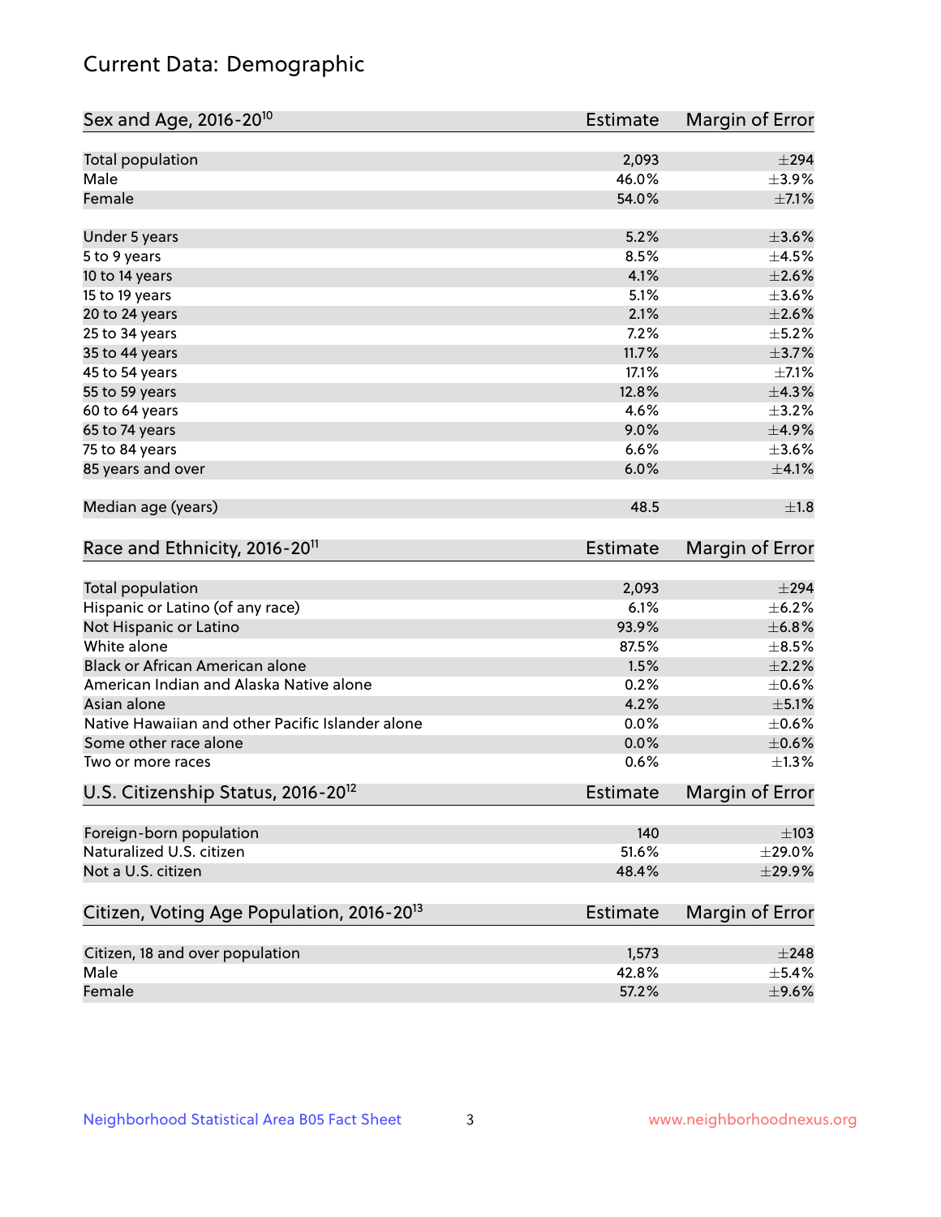# Current Data: Demographic

| Sex and Age, 2016-20[10] | Estimate | Margin of Error |
|---|---|---|
| Total population | 2,093 | ±294 |
| Male | 46.0% | ±3.9% |
| Female | 54.0% | ±7.1% |
| Under 5 years | 5.2% | ±3.6% |
| 5 to 9 years | 8.5% | ±4.5% |
| 10 to 14 years | 4.1% | ±2.6% |
| 15 to 19 years | 5.1% | ±3.6% |
| 20 to 24 years | 2.1% | ±2.6% |
| 25 to 34 years | 7.2% | ±5.2% |
| 35 to 44 years | 11.7% | ±3.7% |
| 45 to 54 years | 17.1% | ±7.1% |
| 55 to 59 years | 12.8% | ±4.3% |
| 60 to 64 years | 4.6% | ±3.2% |
| 65 to 74 years | 9.0% | ±4.9% |
| 75 to 84 years | 6.6% | ±3.6% |
| 85 years and over | 6.0% | ±4.1% |
| Median age (years) | 48.5 | ±1.8 |

| Race and Ethnicity, 2016-20[11] | Estimate | Margin of Error |
|---|---|---|
| Total population | 2,093 | ±294 |
| Hispanic or Latino (of any race) | 6.1% | ±6.2% |
| Not Hispanic or Latino | 93.9% | ±6.8% |
| White alone | 87.5% | ±8.5% |
| Black or African American alone | 1.5% | ±2.2% |
| American Indian and Alaska Native alone | 0.2% | ±0.6% |
| Asian alone | 4.2% | ±5.1% |
| Native Hawaiian and other Pacific Islander alone | 0.0% | ±0.6% |
| Some other race alone | 0.0% | ±0.6% |
| Two or more races | 0.6% | ±1.3% |

| U.S. Citizenship Status, 2016-20[12] | Estimate | Margin of Error |
|---|---|---|
| Foreign-born population | 140 | ±103 |
| Naturalized U.S. citizen | 51.6% | ±29.0% |
| Not a U.S. citizen | 48.4% | ±29.9% |

| Citizen, Voting Age Population, 2016-20[13] | Estimate | Margin of Error |
|---|---|---|
| Citizen, 18 and over population | 1,573 | ±248 |
| Male | 42.8% | ±5.4% |
| Female | 57.2% | ±9.6% |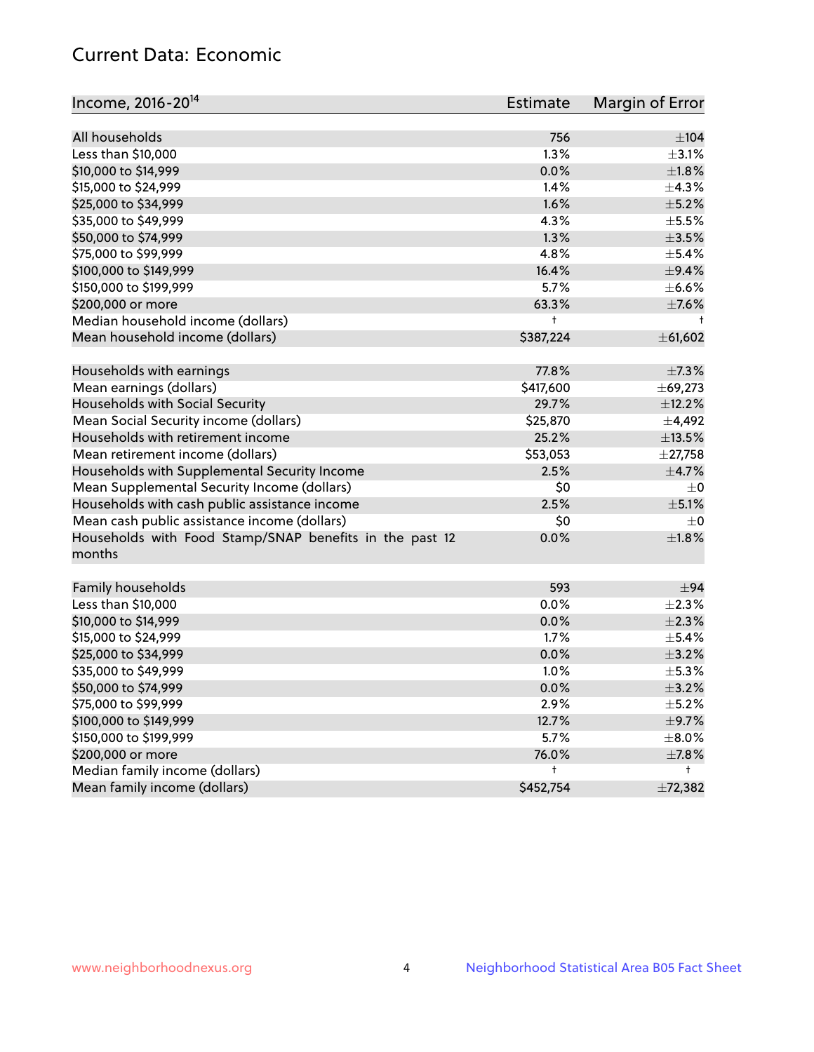## Current Data: Economic

| Income, 2016-20[14] | Estimate | Margin of Error |
|---|---|---|
| All households | 756 | ±104 |
| Less than $10,000 | 1.3% | ±3.1% |
| $10,000 to $14,999 | 0.0% | ±1.8% |
| $15,000 to $24,999 | 1.4% | ±4.3% |
| $25,000 to $34,999 | 1.6% | ±5.2% |
| $35,000 to $49,999 | 4.3% | ±5.5% |
| $50,000 to $74,999 | 1.3% | ±3.5% |
| $75,000 to $99,999 | 4.8% | ±5.4% |
| $100,000 to $149,999 | 16.4% | ±9.4% |
| $150,000 to $199,999 | 5.7% | ±6.6% |
| $200,000 or more | 63.3% | ±7.6% |
| Median household income (dollars) | † | † |
| Mean household income (dollars) | $387,224 | ±61,602 |
| | | |
| Households with earnings | 77.8% | ±7.3% |
| Mean earnings (dollars) | $417,600 | ±69,273 |
| Households with Social Security | 29.7% | ±12.2% |
| Mean Social Security income (dollars) | $25,870 | ±4,492 |
| Households with retirement income | 25.2% | ±13.5% |
| Mean retirement income (dollars) | $53,053 | ±27,758 |
| Households with Supplemental Security Income | 2.5% | ±4.7% |
| Mean Supplemental Security Income (dollars) | $0 | ±0 |
| Households with cash public assistance income | 2.5% | ±5.1% |
| Mean cash public assistance income (dollars) | $0 | ±0 |
| Households with Food Stamp/SNAP benefits in the past 12 months | 0.0% | ±1.8% |
| | | |
| Family households | 593 | ±94 |
| Less than $10,000 | 0.0% | ±2.3% |
| $10,000 to $14,999 | 0.0% | ±2.3% |
| $15,000 to $24,999 | 1.7% | ±5.4% |
| $25,000 to $34,999 | 0.0% | ±3.2% |
| $35,000 to $49,999 | 1.0% | ±5.3% |
| $50,000 to $74,999 | 0.0% | ±3.2% |
| $75,000 to $99,999 | 2.9% | ±5.2% |
| $100,000 to $149,999 | 12.7% | ±9.7% |
| $150,000 to $199,999 | 5.7% | ±8.0% |
| $200,000 or more | 76.0% | ±7.8% |
| Median family income (dollars) | † | † |
| Mean family income (dollars) | $452,754 | ±72,382 |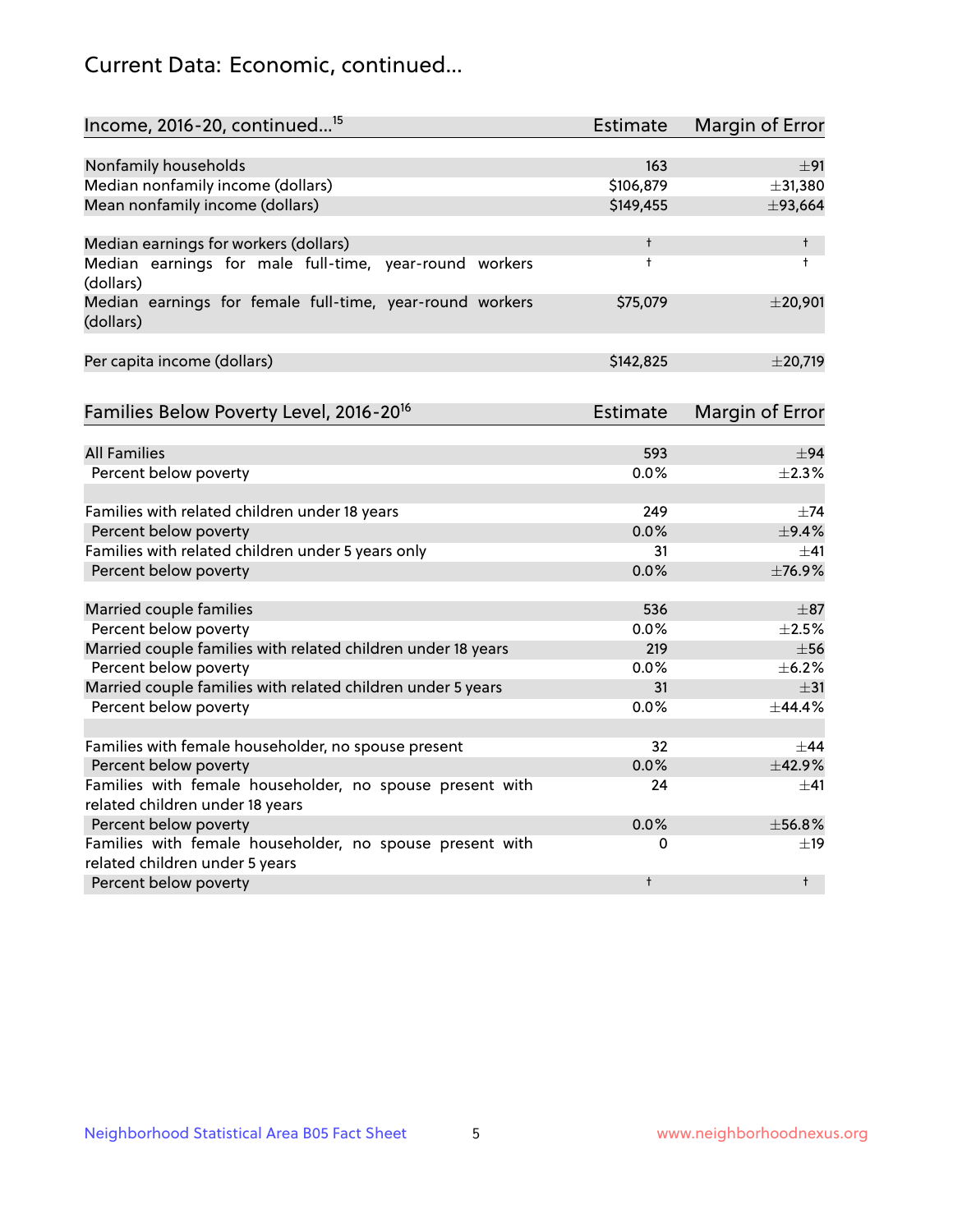## Current Data: Economic, continued...

| Income, 2016-20, continued...[15] | Estimate | Margin of Error |
|---|---|---|
| Nonfamily households | 163 | ±91 |
| Median nonfamily income (dollars) | $106,879 | ±31,380 |
| Mean nonfamily income (dollars) | $149,455 | ±93,664 |
| | | |
| Median earnings for workers (dollars) | † | † |
| Median earnings for male full-time, year-round workers (dollars) | † | † |
| Median earnings for female full-time, year-round workers (dollars) | $75,079 | ±20,901 |
| | | |
| Per capita income (dollars) | $142,825 | ±20,719 |

| Families Below Poverty Level, 2016-20[16] | Estimate | Margin of Error |
|---|---|---|
| All Families | 593 | ±94 |
| Percent below poverty | 0.0% | ±2.3% |
| | | |
| Families with related children under 18 years | 249 | ±74 |
| Percent below poverty | 0.0% | ±9.4% |
| Families with related children under 5 years only | 31 | ±41 |
| Percent below poverty | 0.0% | ±76.9% |
| | | |
| Married couple families | 536 | ±87 |
| Percent below poverty | 0.0% | ±2.5% |
| Married couple families with related children under 18 years | 219 | ±56 |
| Percent below poverty | 0.0% | ±6.2% |
| Married couple families with related children under 5 years | 31 | ±31 |
| Percent below poverty | 0.0% | ±44.4% |
| | | |
| Families with female householder, no spouse present | 32 | ±44 |
| Percent below poverty | 0.0% | ±42.9% |
| Families with female householder, no spouse present with related children under 18 years | 24 | ±41 |
| Percent below poverty | 0.0% | ±56.8% |
| Families with female householder, no spouse present with related children under 5 years | 0 | ±19 |
| Percent below poverty | † | † |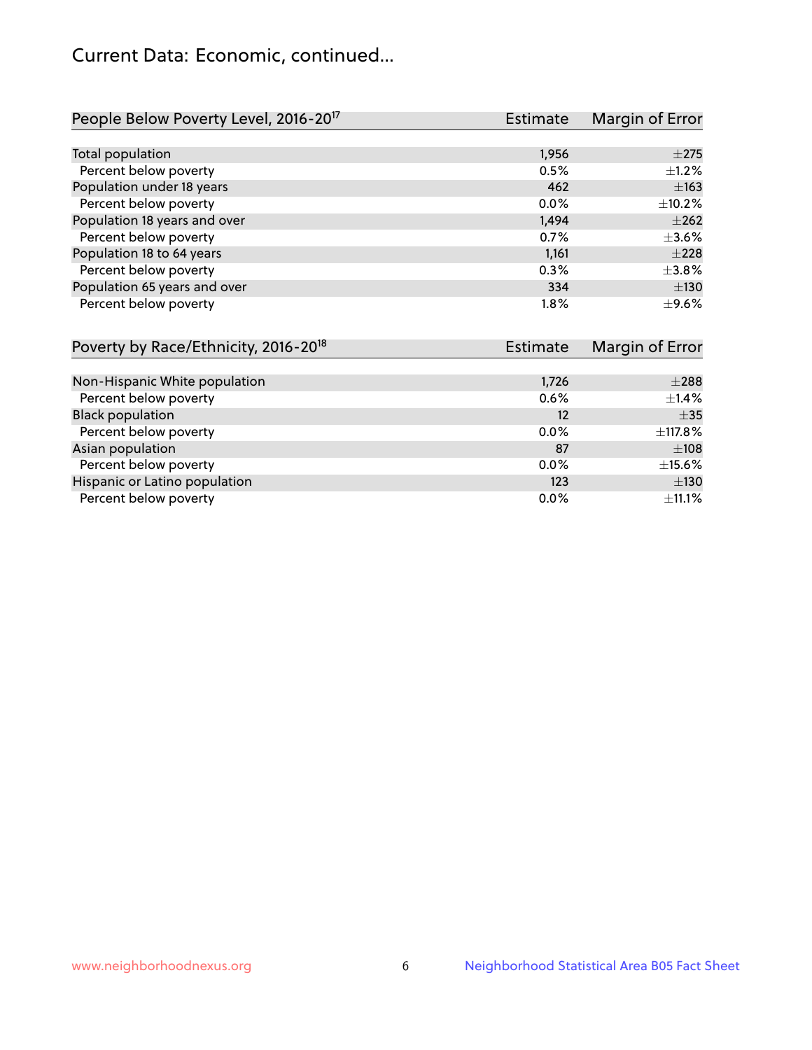## Current Data: Economic, continued...

| People Below Poverty Level, 2016-20[17] | Estimate | Margin of Error |
|---|---|---|
| Total population | 1,956 | ±275 |
| Percent below poverty | 0.5% | ±1.2% |
| Population under 18 years | 462 | ±163 |
| Percent below poverty | 0.0% | ±10.2% |
| Population 18 years and over | 1,494 | ±262 |
| Percent below poverty | 0.7% | ±3.6% |
| Population 18 to 64 years | 1,161 | ±228 |
| Percent below poverty | 0.3% | ±3.8% |
| Population 65 years and over | 334 | ±130 |
| Percent below poverty | 1.8% | ±9.6% |

| Poverty by Race/Ethnicity, 2016-20[18] | Estimate | Margin of Error |
|---|---|---|
| Non-Hispanic White population | 1,726 | ±288 |
| Percent below poverty | 0.6% | ±1.4% |
| Black population | 12 | ±35 |
| Percent below poverty | 0.0% | ±117.8% |
| Asian population | 87 | ±108 |
| Percent below poverty | 0.0% | ±15.6% |
| Hispanic or Latino population | 123 | ±130 |
| Percent below poverty | 0.0% | ±11.1% |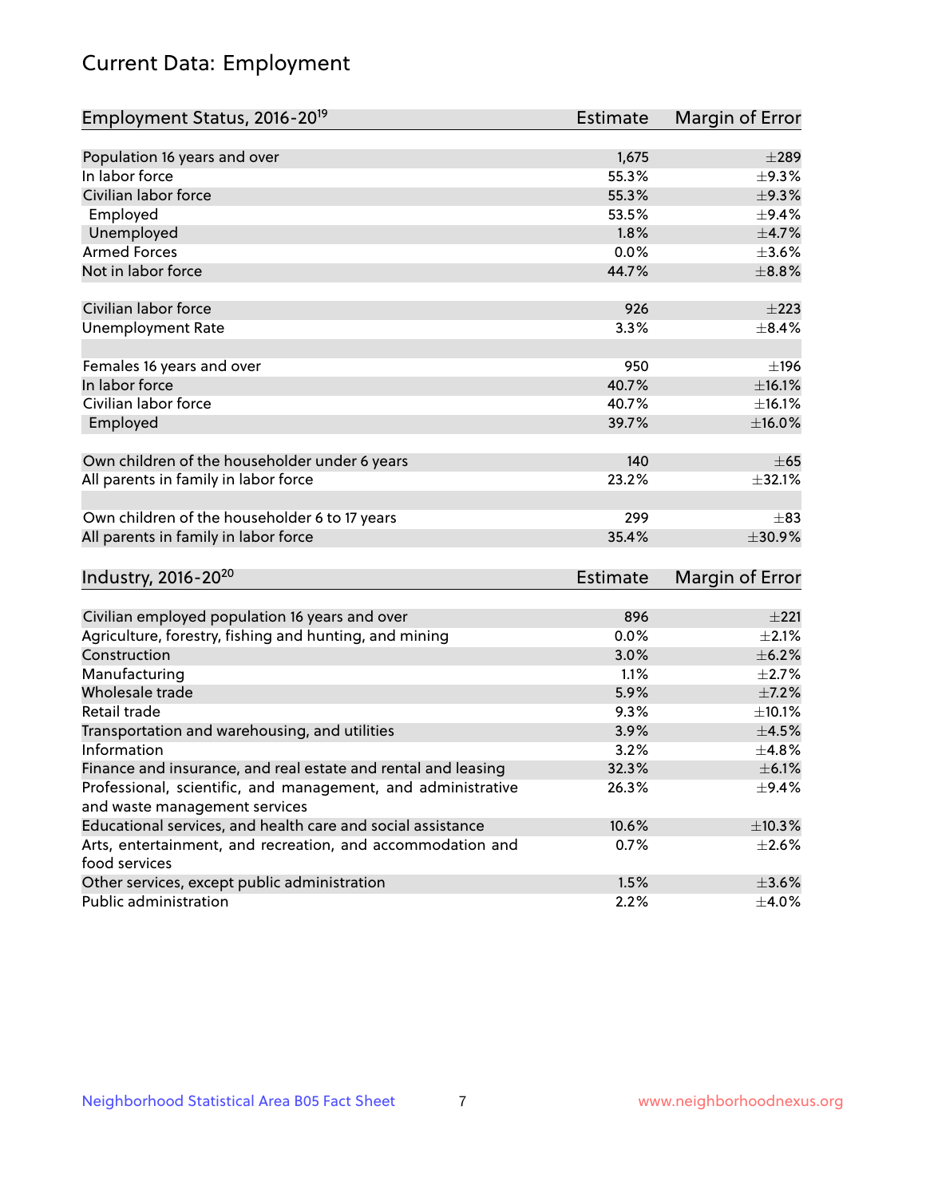# Current Data: Employment

| Employment Status, 2016-20[19] | Estimate | Margin of Error |
|---|---|---|
| Population 16 years and over | 1,675 | ±289 |
| In labor force | 55.3% | ±9.3% |
| Civilian labor force | 55.3% | ±9.3% |
| Employed | 53.5% | ±9.4% |
| Unemployed | 1.8% | ±4.7% |
| Armed Forces | 0.0% | ±3.6% |
| Not in labor force | 44.7% | ±8.8% |
| | | |
| Civilian labor force | 926 | ±223 |
| Unemployment Rate | 3.3% | ±8.4% |
| | | |
| Females 16 years and over | 950 | ±196 |
| In labor force | 40.7% | ±16.1% |
| Civilian labor force | 40.7% | ±16.1% |
| Employed | 39.7% | ±16.0% |
| | | |
| Own children of the householder under 6 years | 140 | ±65 |
| All parents in family in labor force | 23.2% | ±32.1% |
| | | |
| Own children of the householder 6 to 17 years | 299 | ±83 |
| All parents in family in labor force | 35.4% | ±30.9% |

| Industry, 2016-20[20] | Estimate | Margin of Error |
|---|---|---|
| Civilian employed population 16 years and over | 896 | ±221 |
| Agriculture, forestry, fishing and hunting, and mining | 0.0% | ±2.1% |
| Construction | 3.0% | ±6.2% |
| Manufacturing | 1.1% | ±2.7% |
| Wholesale trade | 5.9% | ±7.2% |
| Retail trade | 9.3% | ±10.1% |
| Transportation and warehousing, and utilities | 3.9% | ±4.5% |
| Information | 3.2% | ±4.8% |
| Finance and insurance, and real estate and rental and leasing | 32.3% | ±6.1% |
| Professional, scientific, and management, and administrative and waste management services | 26.3% | ±9.4% |
| Educational services, and health care and social assistance | 10.6% | ±10.3% |
| Arts, entertainment, and recreation, and accommodation and food services | 0.7% | ±2.6% |
| Other services, except public administration | 1.5% | ±3.6% |
| Public administration | 2.2% | ±4.0% |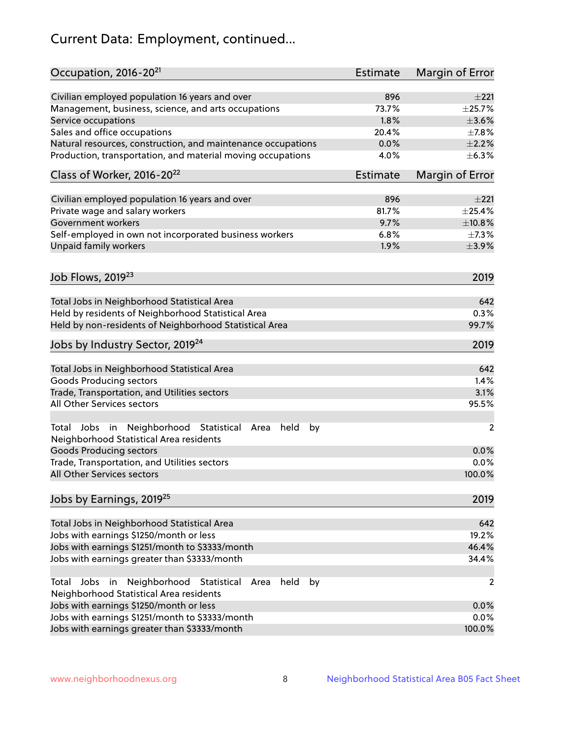# Current Data: Employment, continued...

| Occupation, 2016-20[21] | Estimate | Margin of Error |
|---|---|---|
| Civilian employed population 16 years and over | 896 | ±221 |
| Management, business, science, and arts occupations | 73.7% | ±25.7% |
| Service occupations | 1.8% | ±3.6% |
| Sales and office occupations | 20.4% | ±7.8% |
| Natural resources, construction, and maintenance occupations | 0.0% | ±2.2% |
| Production, transportation, and material moving occupations | 4.0% | ±6.3% |

| Class of Worker, 2016-20[22] | Estimate | Margin of Error |
|---|---|---|
| Civilian employed population 16 years and over | 896 | ±221 |
| Private wage and salary workers | 81.7% | ±25.4% |
| Government workers | 9.7% | ±10.8% |
| Self-employed in own not incorporated business workers | 6.8% | ±7.3% |
| Unpaid family workers | 1.9% | ±3.9% |

| Job Flows, 2019[23] | 2019 |
|---|---|
| Total Jobs in Neighborhood Statistical Area | 642 |
| Held by residents of Neighborhood Statistical Area | 0.3% |
| Held by non-residents of Neighborhood Statistical Area | 99.7% |

| Jobs by Industry Sector, 2019[24] | 2019 |
|---|---|
| Total Jobs in Neighborhood Statistical Area | 642 |
| Goods Producing sectors | 1.4% |
| Trade, Transportation, and Utilities sectors | 3.1% |
| All Other Services sectors | 95.5% |
| Total Jobs in Neighborhood Statistical Area held by Neighborhood Statistical Area residents | 2 |
| Goods Producing sectors | 0.0% |
| Trade, Transportation, and Utilities sectors | 0.0% |
| All Other Services sectors | 100.0% |

| Jobs by Earnings, 2019[25] | 2019 |
|---|---|
| Total Jobs in Neighborhood Statistical Area | 642 |
| Jobs with earnings $1250/month or less | 19.2% |
| Jobs with earnings $1251/month to $3333/month | 46.4% |
| Jobs with earnings greater than $3333/month | 34.4% |
| Total Jobs in Neighborhood Statistical Area held by Neighborhood Statistical Area residents | 2 |
| Jobs with earnings $1250/month or less | 0.0% |
| Jobs with earnings $1251/month to $3333/month | 0.0% |
| Jobs with earnings greater than $3333/month | 100.0% |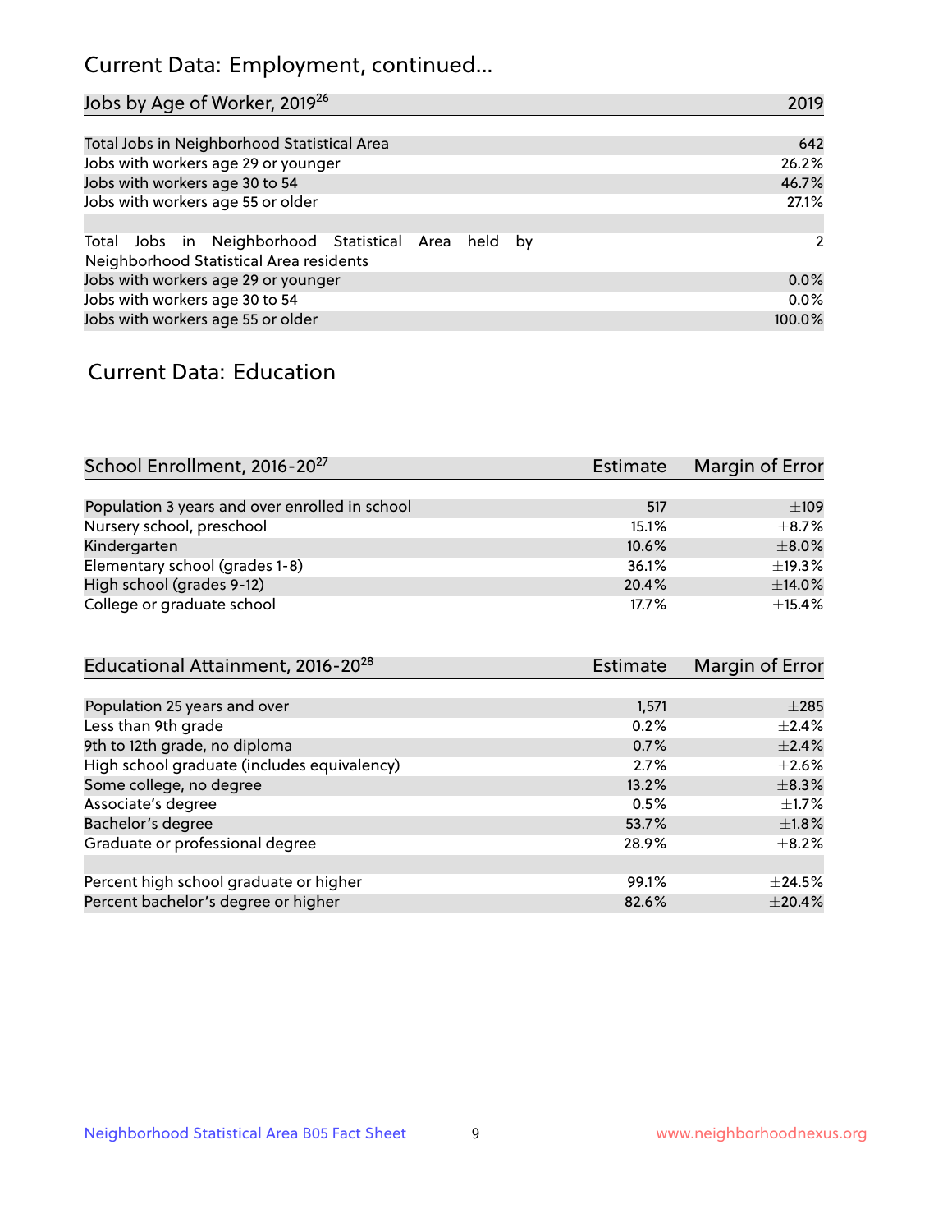## Current Data: Employment, continued...

| Jobs by Age of Worker, 2019[26] | 2019 |
|---|---|
| Total Jobs in Neighborhood Statistical Area | 642 |
| Jobs with workers age 29 or younger | 26.2% |
| Jobs with workers age 30 to 54 | 46.7% |
| Jobs with workers age 55 or older | 27.1% |
| | |
| Total Jobs in Neighborhood Statistical Area held by Neighborhood Statistical Area residents | 2 |
| Jobs with workers age 29 or younger | 0.0% |
| Jobs with workers age 30 to 54 | 0.0% |
| Jobs with workers age 55 or older | 100.0% |

## Current Data: Education

| School Enrollment, 2016-20[27] | Estimate | Margin of Error |
|---|---|---|
| Population 3 years and over enrolled in school | 517 | ±109 |
| Nursery school, preschool | 15.1% | ±8.7% |
| Kindergarten | 10.6% | ±8.0% |
| Elementary school (grades 1-8) | 36.1% | ±19.3% |
| High school (grades 9-12) | 20.4% | ±14.0% |
| College or graduate school | 17.7% | ±15.4% |

| Educational Attainment, 2016-20[28] | Estimate | Margin of Error |
|---|---|---|
| Population 25 years and over | 1,571 | ±285 |
| Less than 9th grade | 0.2% | ±2.4% |
| 9th to 12th grade, no diploma | 0.7% | ±2.4% |
| High school graduate (includes equivalency) | 2.7% | ±2.6% |
| Some college, no degree | 13.2% | ±8.3% |
| Associate's degree | 0.5% | ±1.7% |
| Bachelor's degree | 53.7% | ±1.8% |
| Graduate or professional degree | 28.9% | ±8.2% |
| | | |
| Percent high school graduate or higher | 99.1% | ±24.5% |
| Percent bachelor's degree or higher | 82.6% | ±20.4% |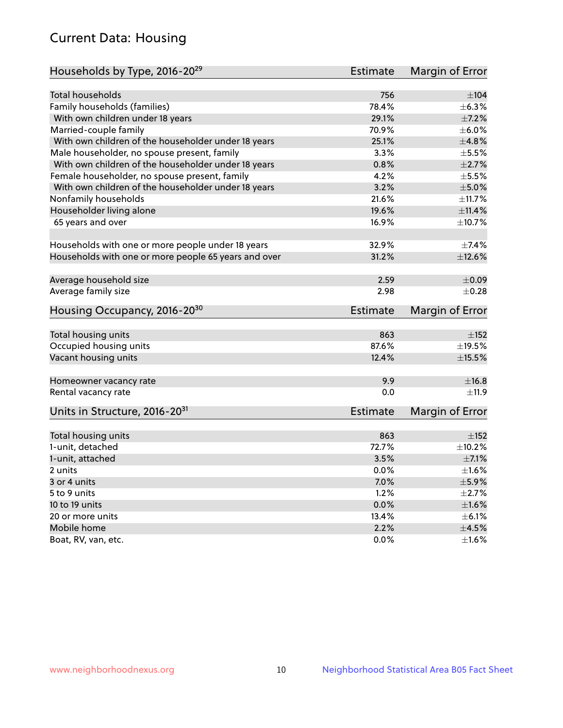## Current Data: Housing

| Households by Type, 2016-20[29] | Estimate | Margin of Error |
|---|---|---|
| Total households | 756 | ±104 |
| Family households (families) | 78.4% | ±6.3% |
| With own children under 18 years | 29.1% | ±7.2% |
| Married-couple family | 70.9% | ±6.0% |
| With own children of the householder under 18 years | 25.1% | ±4.8% |
| Male householder, no spouse present, family | 3.3% | ±5.5% |
| With own children of the householder under 18 years | 0.8% | ±2.7% |
| Female householder, no spouse present, family | 4.2% | ±5.5% |
| With own children of the householder under 18 years | 3.2% | ±5.0% |
| Nonfamily households | 21.6% | ±11.7% |
| Householder living alone | 19.6% | ±11.4% |
| 65 years and over | 16.9% | ±10.7% |
| Households with one or more people under 18 years | 32.9% | ±7.4% |
| Households with one or more people 65 years and over | 31.2% | ±12.6% |
| Average household size | 2.59 | ±0.09 |
| Average family size | 2.98 | ±0.28 |

| Housing Occupancy, 2016-20[30] | Estimate | Margin of Error |
|---|---|---|
| Total housing units | 863 | ±152 |
| Occupied housing units | 87.6% | ±19.5% |
| Vacant housing units | 12.4% | ±15.5% |
| Homeowner vacancy rate | 9.9 | ±16.8 |
| Rental vacancy rate | 0.0 | ±11.9 |

| Units in Structure, 2016-20[31] | Estimate | Margin of Error |
|---|---|---|
| Total housing units | 863 | ±152 |
| 1-unit, detached | 72.7% | ±10.2% |
| 1-unit, attached | 3.5% | ±7.1% |
| 2 units | 0.0% | ±1.6% |
| 3 or 4 units | 7.0% | ±5.9% |
| 5 to 9 units | 1.2% | ±2.7% |
| 10 to 19 units | 0.0% | ±1.6% |
| 20 or more units | 13.4% | ±6.1% |
| Mobile home | 2.2% | ±4.5% |
| Boat, RV, van, etc. | 0.0% | ±1.6% |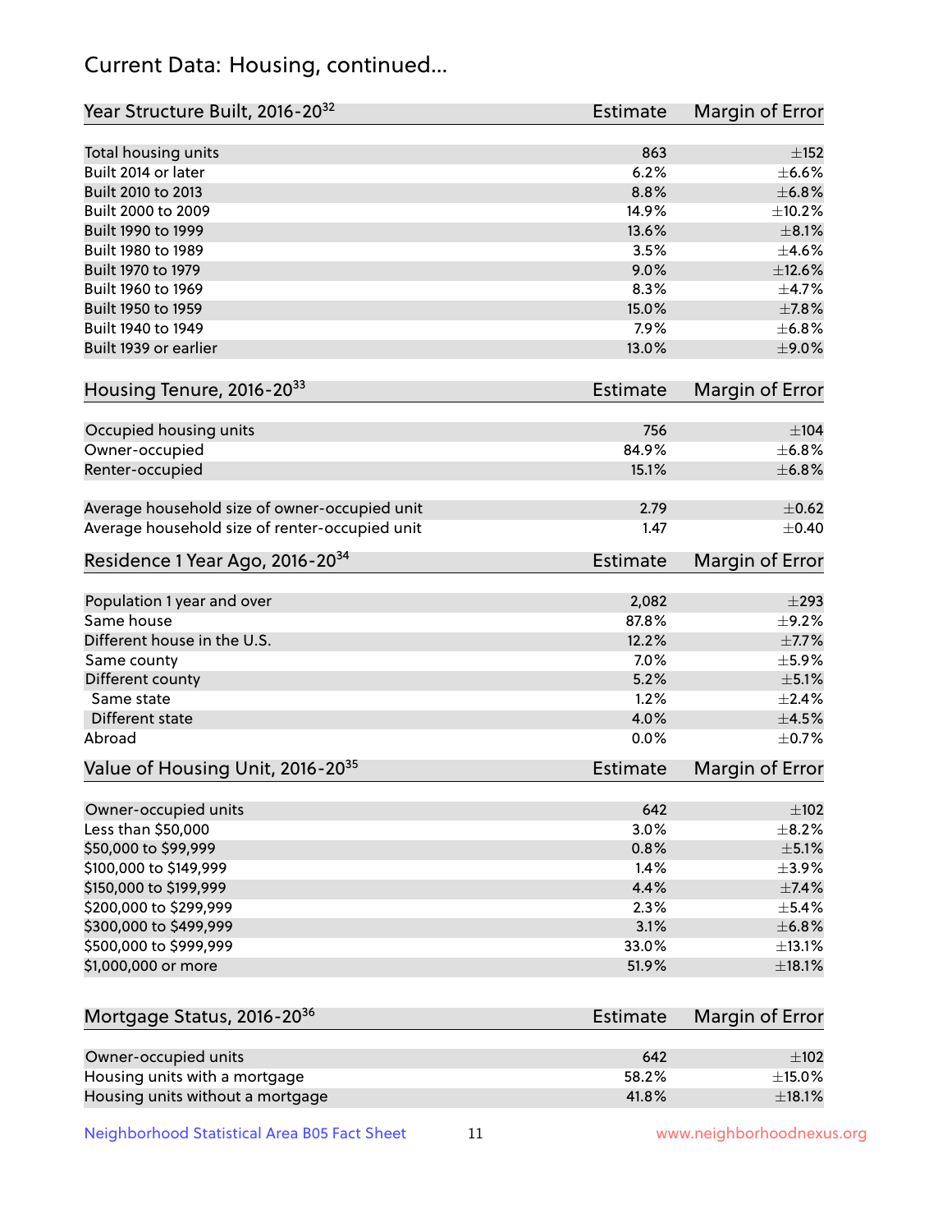## Current Data: Housing, continued...

| Year Structure Built, 2016-20[32] | Estimate | Margin of Error |
|---|---|---|
| Total housing units | 863 | ±152 |
| Built 2014 or later | 6.2% | ±6.6% |
| Built 2010 to 2013 | 8.8% | ±6.8% |
| Built 2000 to 2009 | 14.9% | ±10.2% |
| Built 1990 to 1999 | 13.6% | ±8.1% |
| Built 1980 to 1989 | 3.5% | ±4.6% |
| Built 1970 to 1979 | 9.0% | ±12.6% |
| Built 1960 to 1969 | 8.3% | ±4.7% |
| Built 1950 to 1959 | 15.0% | ±7.8% |
| Built 1940 to 1949 | 7.9% | ±6.8% |
| Built 1939 or earlier | 13.0% | ±9.0% |

| Housing Tenure, 2016-20[33] | Estimate | Margin of Error |
|---|---|---|
| Occupied housing units | 756 | ±104 |
| Owner-occupied | 84.9% | ±6.8% |
| Renter-occupied | 15.1% | ±6.8% |
| | | |
| Average household size of owner-occupied unit | 2.79 | ±0.62 |
| Average household size of renter-occupied unit | 1.47 | ±0.40 |

| Residence 1 Year Ago, 2016-20[34] | Estimate | Margin of Error |
|---|---|---|
| Population 1 year and over | 2,082 | ±293 |
| Same house | 87.8% | ±9.2% |
| Different house in the U.S. | 12.2% | ±7.7% |
| Same county | 7.0% | ±5.9% |
| Different county | 5.2% | ±5.1% |
| Same state | 1.2% | ±2.4% |
| Different state | 4.0% | ±4.5% |
| Abroad | 0.0% | ±0.7% |

| Value of Housing Unit, 2016-20[35] | Estimate | Margin of Error |
|---|---|---|
| Owner-occupied units | 642 | ±102 |
| Less than $50,000 | 3.0% | ±8.2% |
| $50,000 to $99,999 | 0.8% | ±5.1% |
| $100,000 to $149,999 | 1.4% | ±3.9% |
| $150,000 to $199,999 | 4.4% | ±7.4% |
| $200,000 to $299,999 | 2.3% | ±5.4% |
| $300,000 to $499,999 | 3.1% | ±6.8% |
| $500,000 to $999,999 | 33.0% | ±13.1% |
| $1,000,000 or more | 51.9% | ±18.1% |

| Mortgage Status, 2016-20[36] | Estimate | Margin of Error |
|---|---|---|
| Owner-occupied units | 642 | ±102 |
| Housing units with a mortgage | 58.2% | ±15.0% |
| Housing units without a mortgage | 41.8% | ±18.1% |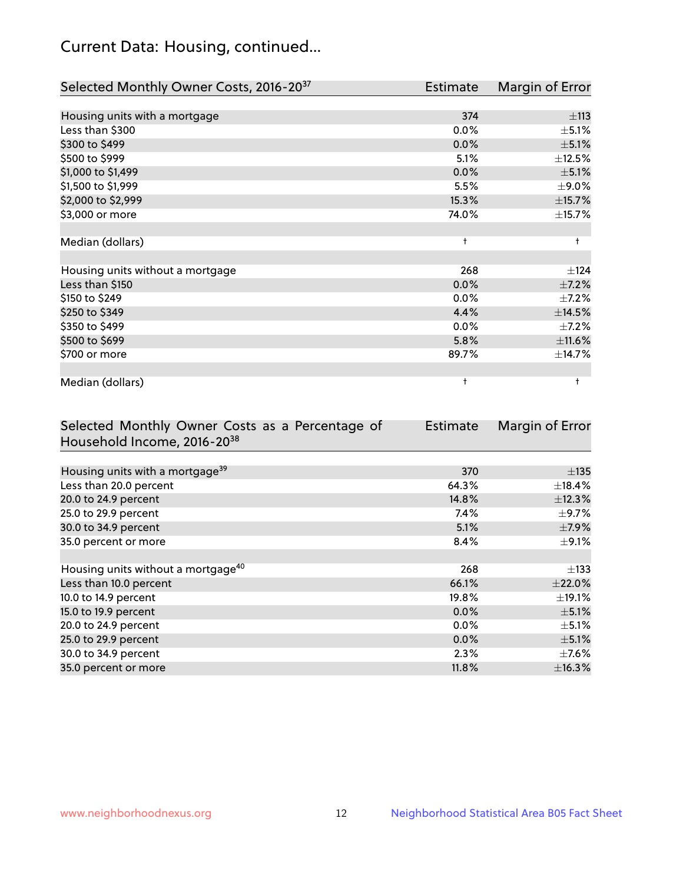## Current Data: Housing, continued...

| Selected Monthly Owner Costs, 2016-20[37] | Estimate | Margin of Error |
|---|---|---|
| Housing units with a mortgage | 374 | ±113 |
| Less than $300 | 0.0% | ±5.1% |
| $300 to $499 | 0.0% | ±5.1% |
| $500 to $999 | 5.1% | ±12.5% |
| $1,000 to $1,499 | 0.0% | ±5.1% |
| $1,500 to $1,999 | 5.5% | ±9.0% |
| $2,000 to $2,999 | 15.3% | ±15.7% |
| $3,000 or more | 74.0% | ±15.7% |
| | | |
| Median (dollars) | † | † |
| | | |
| Housing units without a mortgage | 268 | ±124 |
| Less than $150 | 0.0% | ±7.2% |
| $150 to $249 | 0.0% | ±7.2% |
| $250 to $349 | 4.4% | ±14.5% |
| $350 to $499 | 0.0% | ±7.2% |
| $500 to $699 | 5.8% | ±11.6% |
| $700 or more | 89.7% | ±14.7% |
| | | |
| Median (dollars) | † | † |

| Selected Monthly Owner Costs as a Percentage of Household Income, 2016-20[38] | Estimate | Margin of Error |
|---|---|---|
| Housing units with a mortgage[39] | 370 | ±135 |
| Less than 20.0 percent | 64.3% | ±18.4% |
| 20.0 to 24.9 percent | 14.8% | ±12.3% |
| 25.0 to 29.9 percent | 7.4% | ±9.7% |
| 30.0 to 34.9 percent | 5.1% | ±7.9% |
| 35.0 percent or more | 8.4% | ±9.1% |
| | | |
| Housing units without a mortgage[40] | 268 | ±133 |
| Less than 10.0 percent | 66.1% | ±22.0% |
| 10.0 to 14.9 percent | 19.8% | ±19.1% |
| 15.0 to 19.9 percent | 0.0% | ±5.1% |
| 20.0 to 24.9 percent | 0.0% | ±5.1% |
| 25.0 to 29.9 percent | 0.0% | ±5.1% |
| 30.0 to 34.9 percent | 2.3% | ±7.6% |
| 35.0 percent or more | 11.8% | ±16.3% |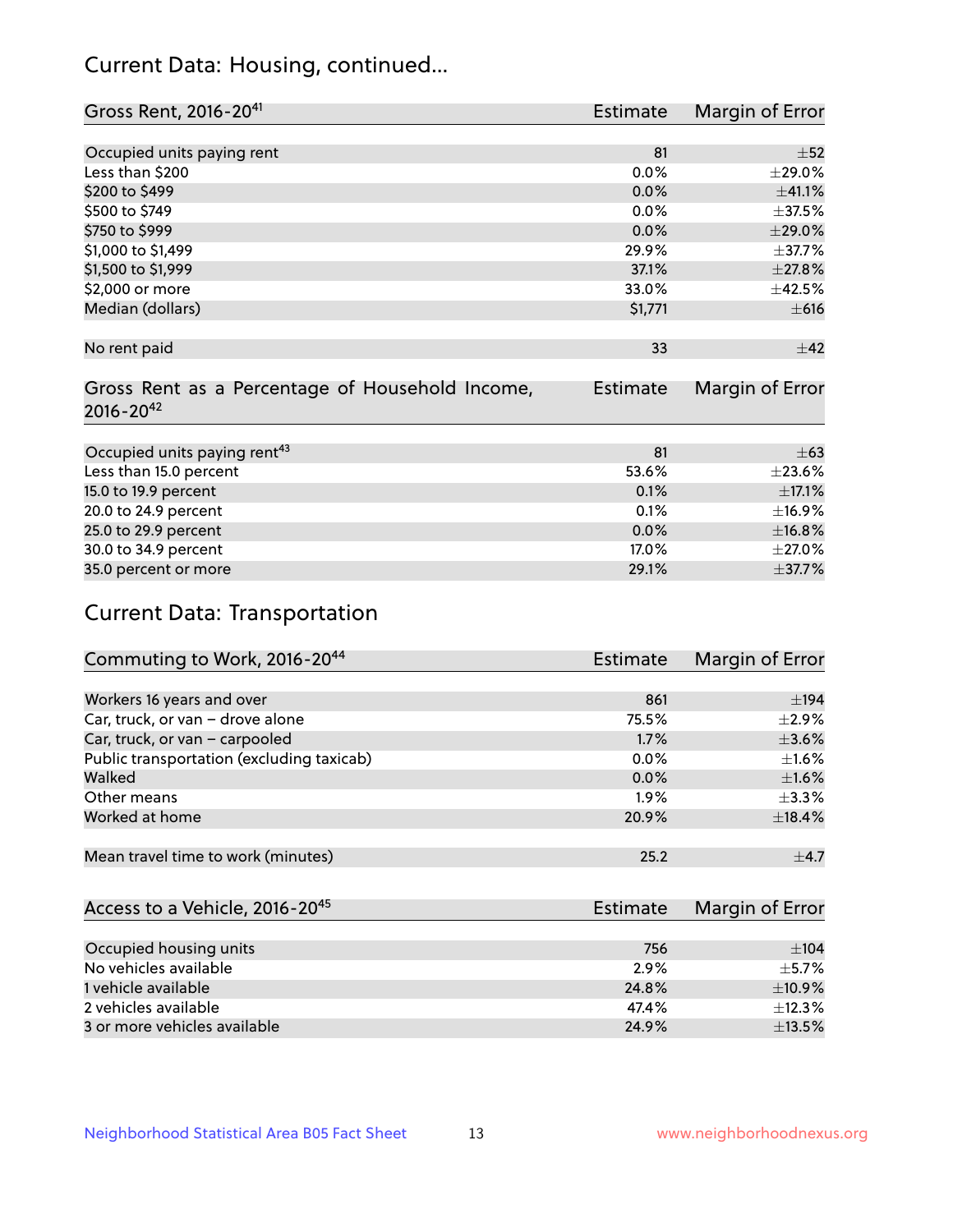## Current Data: Housing, continued...

| Gross Rent, 2016-20[41] | Estimate | Margin of Error |
|---|---|---|
| Occupied units paying rent | 81 | ±52 |
| Less than \$200 | 0.0% | ±29.0% |
| \$200 to \$499 | 0.0% | ±41.1% |
| \$500 to \$749 | 0.0% | ±37.5% |
| \$750 to \$999 | 0.0% | ±29.0% |
| \$1,000 to \$1,499 | 29.9% | ±37.7% |
| \$1,500 to \$1,999 | 37.1% | ±27.8% |
| \$2,000 or more | 33.0% | ±42.5% |
| Median (dollars) | \$1,771 | ±616 |
| No rent paid | 33 | ±42 |

| Gross Rent as a Percentage of Household Income, 2016-20[42] | Estimate | Margin of Error |
|---|---|---|
| Occupied units paying rent[43] | 81 | ±63 |
| Less than 15.0 percent | 53.6% | ±23.6% |
| 15.0 to 19.9 percent | 0.1% | ±17.1% |
| 20.0 to 24.9 percent | 0.1% | ±16.9% |
| 25.0 to 29.9 percent | 0.0% | ±16.8% |
| 30.0 to 34.9 percent | 17.0% | ±27.0% |
| 35.0 percent or more | 29.1% | ±37.7% |

## Current Data: Transportation

| Commuting to Work, 2016-20[44] | Estimate | Margin of Error |
|---|---|---|
| Workers 16 years and over | 861 | ±194 |
| Car, truck, or van – drove alone | 75.5% | ±2.9% |
| Car, truck, or van – carpooled | 1.7% | ±3.6% |
| Public transportation (excluding taxicab) | 0.0% | ±1.6% |
| Walked | 0.0% | ±1.6% |
| Other means | 1.9% | ±3.3% |
| Worked at home | 20.9% | ±18.4% |
| Mean travel time to work (minutes) | 25.2 | ±4.7 |

| Access to a Vehicle, 2016-20[45] | Estimate | Margin of Error |
|---|---|---|
| Occupied housing units | 756 | ±104 |
| No vehicles available | 2.9% | ±5.7% |
| 1 vehicle available | 24.8% | ±10.9% |
| 2 vehicles available | 47.4% | ±12.3% |
| 3 or more vehicles available | 24.9% | ±13.5% |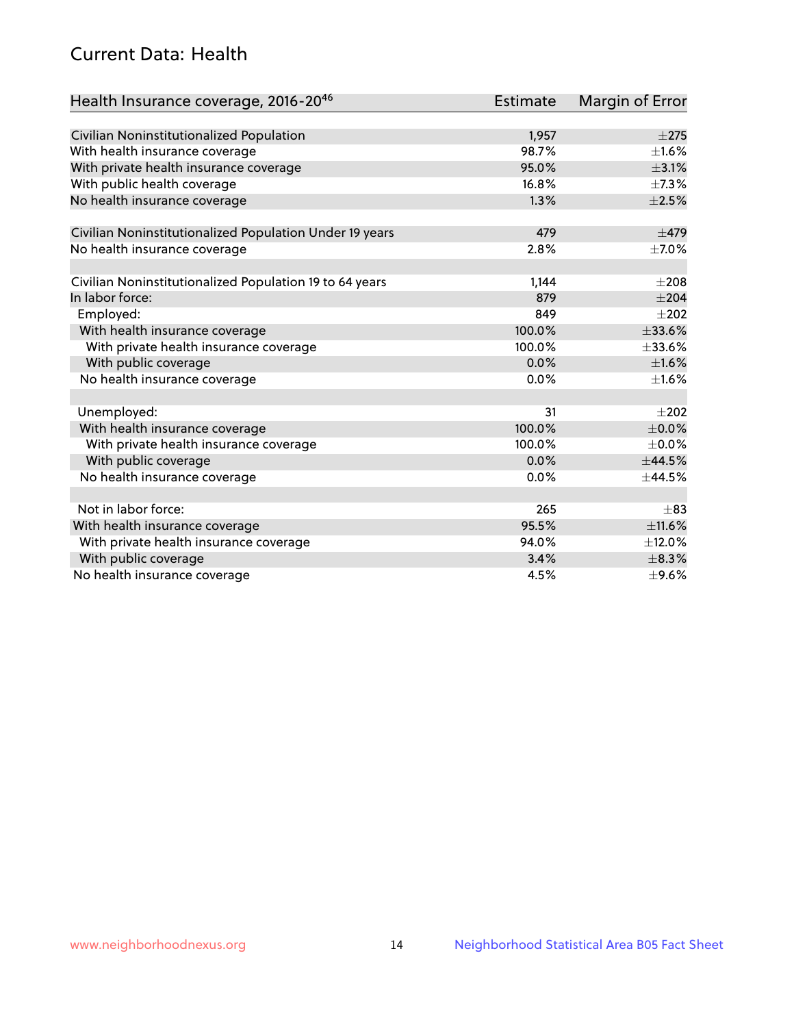## Current Data: Health

| Health Insurance coverage, 2016-20[46] | Estimate | Margin of Error |
|---|---|---|
| Civilian Noninstitutionalized Population | 1,957 | ±275 |
| With health insurance coverage | 98.7% | ±1.6% |
| With private health insurance coverage | 95.0% | ±3.1% |
| With public health coverage | 16.8% | ±7.3% |
| No health insurance coverage | 1.3% | ±2.5% |
| | | |
| Civilian Noninstitutionalized Population Under 19 years | 479 | ±479 |
| No health insurance coverage | 2.8% | ±7.0% |
| | | |
| Civilian Noninstitutionalized Population 19 to 64 years | 1,144 | ±208 |
| In labor force: | 879 | ±204 |
| Employed: | 849 | ±202 |
| With health insurance coverage | 100.0% | ±33.6% |
| With private health insurance coverage | 100.0% | ±33.6% |
| With public coverage | 0.0% | ±1.6% |
| No health insurance coverage | 0.0% | ±1.6% |
| | | |
| Unemployed: | 31 | ±202 |
| With health insurance coverage | 100.0% | ±0.0% |
| With private health insurance coverage | 100.0% | ±0.0% |
| With public coverage | 0.0% | ±44.5% |
| No health insurance coverage | 0.0% | ±44.5% |
| | | |
| Not in labor force: | 265 | ±83 |
| With health insurance coverage | 95.5% | ±11.6% |
| With private health insurance coverage | 94.0% | ±12.0% |
| With public coverage | 3.4% | ±8.3% |
| No health insurance coverage | 4.5% | ±9.6% |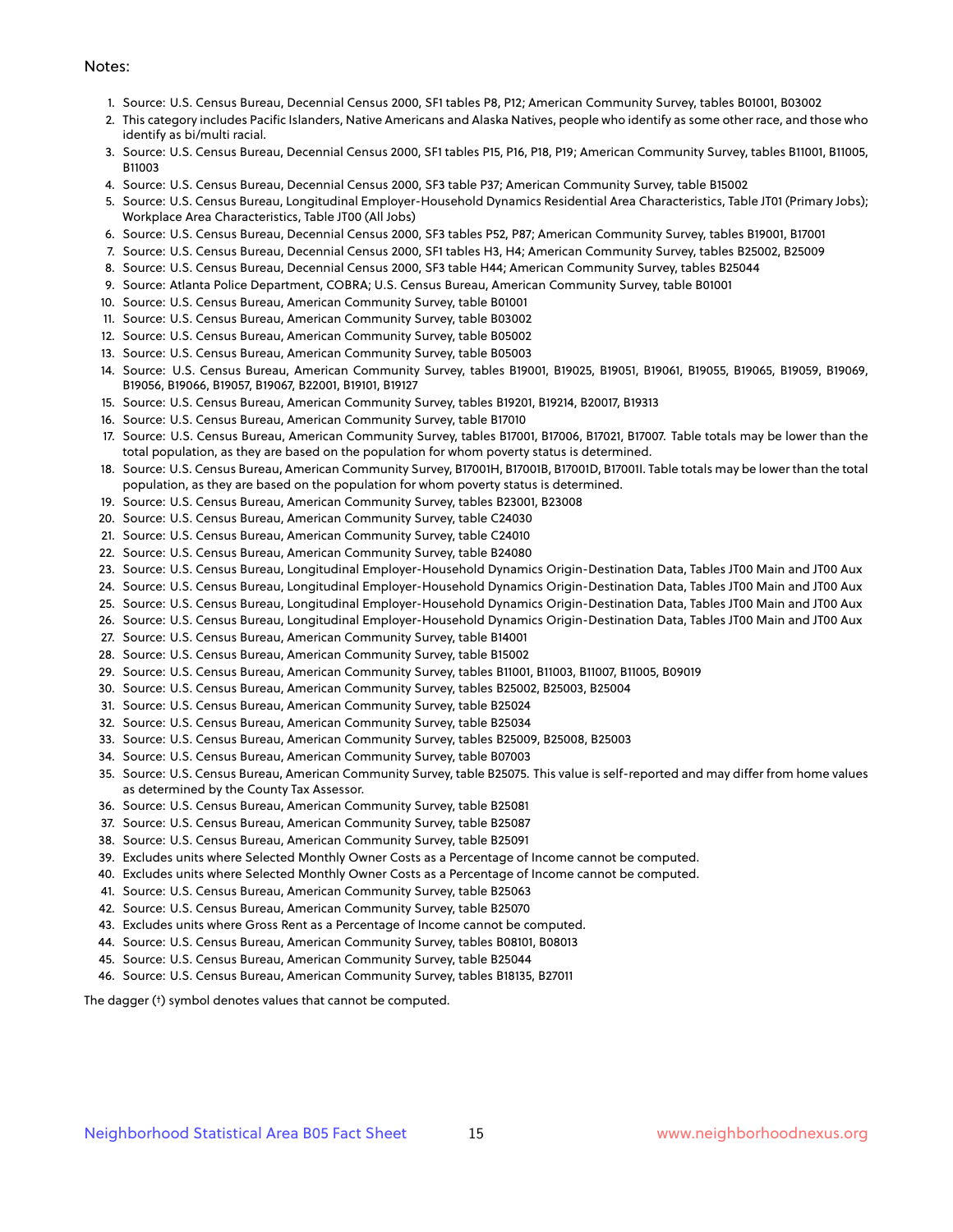Notes:

1. Source: U.S. Census Bureau, Decennial Census 2000, SF1 tables P8, P12; American Community Survey, tables B01001, B03002
2. This category includes Pacific Islanders, Native Americans and Alaska Natives, people who identify as some other race, and those who identify as bi/multi racial.
3. Source: U.S. Census Bureau, Decennial Census 2000, SF1 tables P15, P16, P18, P19; American Community Survey, tables B11001, B11005, B11003
4. Source: U.S. Census Bureau, Decennial Census 2000, SF3 table P37; American Community Survey, table B15002
5. Source: U.S. Census Bureau, Longitudinal Employer-Household Dynamics Residential Area Characteristics, Table JT01 (Primary Jobs); Workplace Area Characteristics, Table JT00 (All Jobs)
6. Source: U.S. Census Bureau, Decennial Census 2000, SF3 tables P52, P87; American Community Survey, tables B19001, B17001
7. Source: U.S. Census Bureau, Decennial Census 2000, SF1 tables H3, H4; American Community Survey, tables B25002, B25009
8. Source: U.S. Census Bureau, Decennial Census 2000, SF3 table H44; American Community Survey, tables B25044
9. Source: Atlanta Police Department, COBRA; U.S. Census Bureau, American Community Survey, table B01001
10. Source: U.S. Census Bureau, American Community Survey, table B01001
11. Source: U.S. Census Bureau, American Community Survey, table B03002
12. Source: U.S. Census Bureau, American Community Survey, table B05002
13. Source: U.S. Census Bureau, American Community Survey, table B05003
14. Source: U.S. Census Bureau, American Community Survey, tables B19001, B19025, B19051, B19061, B19055, B19065, B19059, B19069, B19056, B19066, B19057, B19067, B22001, B19101, B19127
15. Source: U.S. Census Bureau, American Community Survey, tables B19201, B19214, B20017, B19313
16. Source: U.S. Census Bureau, American Community Survey, table B17010
17. Source: U.S. Census Bureau, American Community Survey, tables B17001, B17006, B17021, B17007. Table totals may be lower than the total population, as they are based on the population for whom poverty status is determined.
18. Source: U.S. Census Bureau, American Community Survey, B17001H, B17001B, B17001D, B17001I. Table totals may be lower than the total population, as they are based on the population for whom poverty status is determined.
19. Source: U.S. Census Bureau, American Community Survey, tables B23001, B23008
20. Source: U.S. Census Bureau, American Community Survey, table C24030
21. Source: U.S. Census Bureau, American Community Survey, table C24010
22. Source: U.S. Census Bureau, American Community Survey, table B24080
23. Source: U.S. Census Bureau, Longitudinal Employer-Household Dynamics Origin-Destination Data, Tables JT00 Main and JT00 Aux
24. Source: U.S. Census Bureau, Longitudinal Employer-Household Dynamics Origin-Destination Data, Tables JT00 Main and JT00 Aux
25. Source: U.S. Census Bureau, Longitudinal Employer-Household Dynamics Origin-Destination Data, Tables JT00 Main and JT00 Aux
26. Source: U.S. Census Bureau, Longitudinal Employer-Household Dynamics Origin-Destination Data, Tables JT00 Main and JT00 Aux
27. Source: U.S. Census Bureau, American Community Survey, table B14001
28. Source: U.S. Census Bureau, American Community Survey, table B15002
29. Source: U.S. Census Bureau, American Community Survey, tables B11001, B11003, B11007, B11005, B09019
30. Source: U.S. Census Bureau, American Community Survey, tables B25002, B25003, B25004
31. Source: U.S. Census Bureau, American Community Survey, table B25024
32. Source: U.S. Census Bureau, American Community Survey, table B25034
33. Source: U.S. Census Bureau, American Community Survey, tables B25009, B25008, B25003
34. Source: U.S. Census Bureau, American Community Survey, table B07003
35. Source: U.S. Census Bureau, American Community Survey, table B25075. This value is self-reported and may differ from home values as determined by the County Tax Assessor.
36. Source: U.S. Census Bureau, American Community Survey, table B25081
37. Source: U.S. Census Bureau, American Community Survey, table B25087
38. Source: U.S. Census Bureau, American Community Survey, table B25091
39. Excludes units where Selected Monthly Owner Costs as a Percentage of Income cannot be computed.
40. Excludes units where Selected Monthly Owner Costs as a Percentage of Income cannot be computed.
41. Source: U.S. Census Bureau, American Community Survey, table B25063
42. Source: U.S. Census Bureau, American Community Survey, table B25070
43. Excludes units where Gross Rent as a Percentage of Income cannot be computed.
44. Source: U.S. Census Bureau, American Community Survey, tables B08101, B08013
45. Source: U.S. Census Bureau, American Community Survey, table B25044
46. Source: U.S. Census Bureau, American Community Survey, tables B18135, B27011

The dagger (†) symbol denotes values that cannot be computed.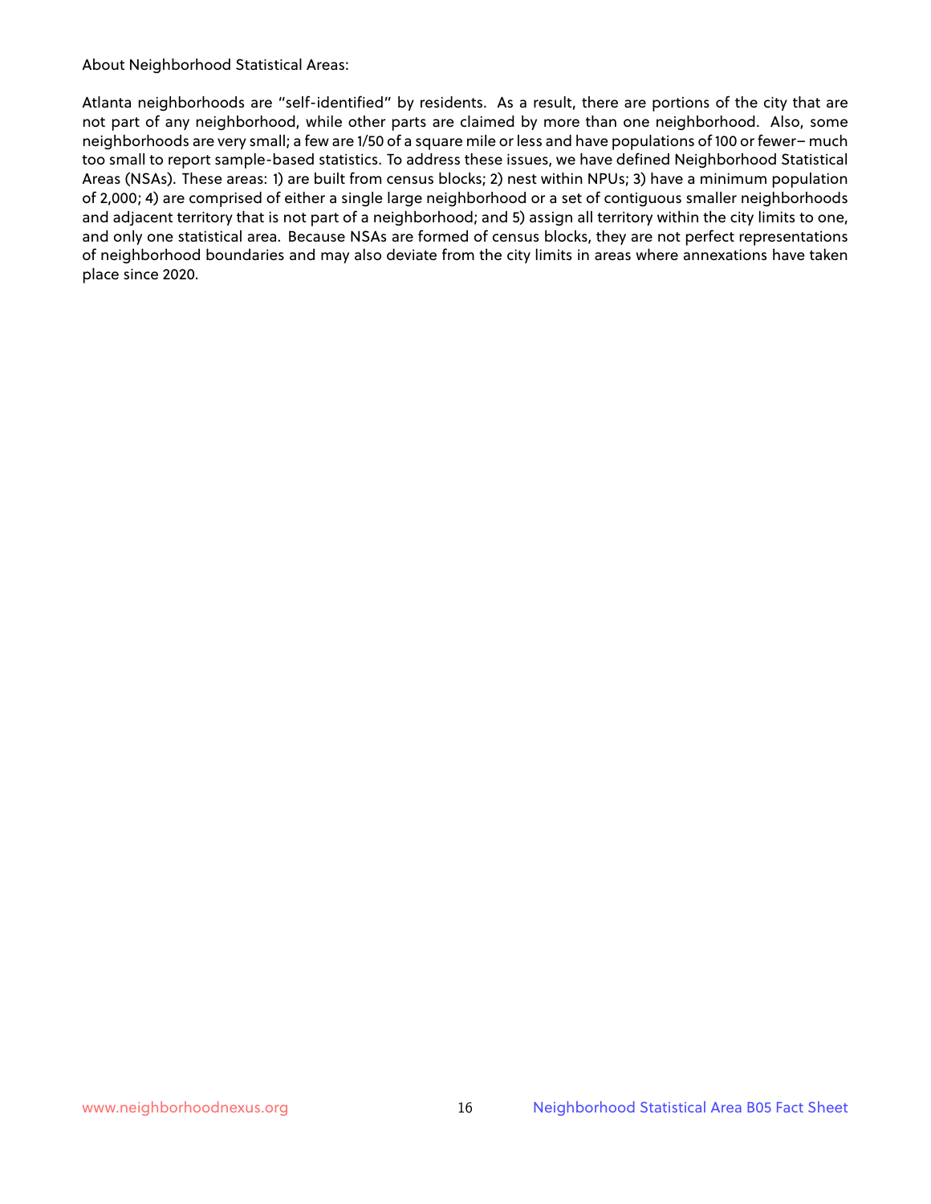About Neighborhood Statistical Areas:

Atlanta neighborhoods are "self-identified" by residents. As a result, there are portions of the city that are not part of any neighborhood, while other parts are claimed by more than one neighborhood. Also, some neighborhoods are very small; a few are 1/50 of a square mile or less and have populations of 100 or fewer– much too small to report sample-based statistics. To address these issues, we have defined Neighborhood Statistical Areas (NSAs). These areas: 1) are built from census blocks; 2) nest within NPUs; 3) have a minimum population of 2,000; 4) are comprised of either a single large neighborhood or a set of contiguous smaller neighborhoods and adjacent territory that is not part of a neighborhood; and 5) assign all territory within the city limits to one, and only one statistical area. Because NSAs are formed of census blocks, they are not perfect representations of neighborhood boundaries and may also deviate from the city limits in areas where annexations have taken place since 2020.